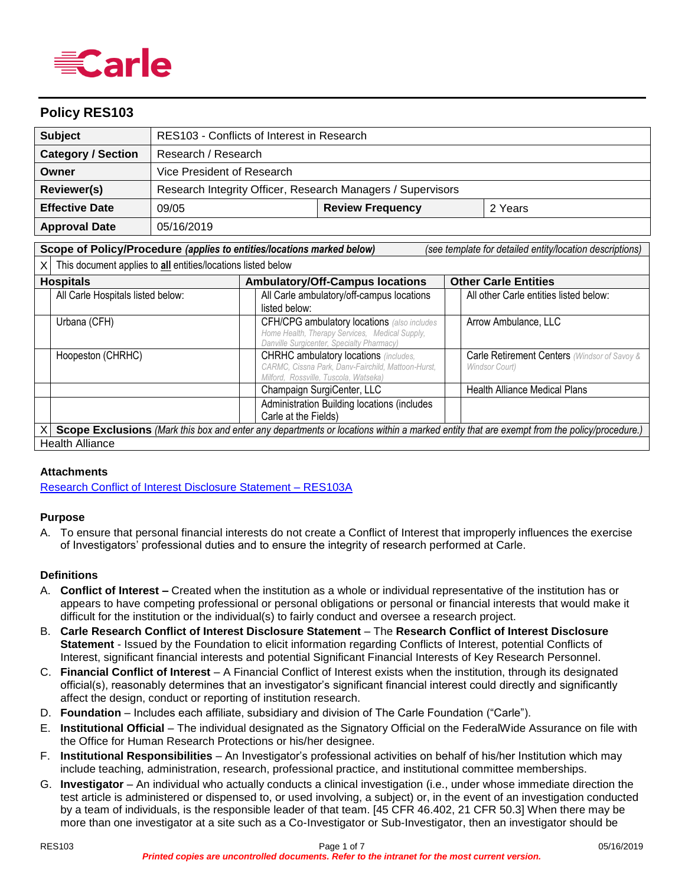Carle

## Policy RES103

| | | | |
|---|---|---|---|
| **Subject** | RES103 - Conflicts of Interest in Research | | |
| **Category / Section** | Research / Research | | |
| **Owner** | Vice President of Research | | |
| **Reviewer(s)** | Research Integrity Officer, Research Managers / Supervisors | | |
| **Effective Date** | 09/05 | **Review Frequency** | 2 Years |
| **Approval Date** | 05/16/2019 | | |

**Scope of Policy/Procedure** *(applies to entities/locations marked below)* *(see template for detailed entity/location descriptions)*

X This document applies to **all** entities/locations listed below

| | **Hospitals** | | **Ambulatory/Off-Campus locations** | | **Other Carle Entities** |
|---|---|---|---|---|---|
| | All Carle Hospitals listed below: | | All Carle ambulatory/off-campus locations listed below: | | All other Carle entities listed below: |
| | Urbana (CFH) | | CFH/CPG ambulatory locations *(also includes Home Health, Therapy Services, Medical Supply, Danville Surgicenter, Specialty Pharmacy)* | | Arrow Ambulance, LLC |
| | Hoopeston (CHRHC) | | CHRHC ambulatory locations *(includes, CARMC, Cissna Park, Danv-Fairchild, Mattoon-Hurst, Milford, Rossville, Tuscola, Watseka)* | | Carle Retirement Centers *(Windsor of Savoy & Windsor Court)* |
| | | | Champaign SurgiCenter, LLC | | Health Alliance Medical Plans |
| | | | Administration Building locations (includes Carle at the Fields) | | |

X **Scope Exclusions** *(Mark this box and enter any departments or locations within a marked entity that are exempt from the policy/procedure.)*

Health Alliance

### Attachments

Research Conflict of Interest Disclosure Statement – RES103A

### Purpose

A. To ensure that personal financial interests do not create a Conflict of Interest that improperly influences the exercise of Investigators' professional duties and to ensure the integrity of research performed at Carle.

### Definitions

A. **Conflict of Interest –** Created when the institution as a whole or individual representative of the institution has or appears to have competing professional or personal obligations or personal or financial interests that would make it difficult for the institution or the individual(s) to fairly conduct and oversee a research project.
B. **Carle Research Conflict of Interest Disclosure Statement** – The **Research Conflict of Interest Disclosure Statement** - Issued by the Foundation to elicit information regarding Conflicts of Interest, potential Conflicts of Interest, significant financial interests and potential Significant Financial Interests of Key Research Personnel.
C. **Financial Conflict of Interest** – A Financial Conflict of Interest exists when the institution, through its designated official(s), reasonably determines that an investigator's significant financial interest could directly and significantly affect the design, conduct or reporting of institution research.
D. **Foundation** – Includes each affiliate, subsidiary and division of The Carle Foundation ("Carle").
E. **Institutional Official** – The individual designated as the Signatory Official on the FederalWide Assurance on file with the Office for Human Research Protections or his/her designee.
F. **Institutional Responsibilities** – An Investigator's professional activities on behalf of his/her Institution which may include teaching, administration, research, professional practice, and institutional committee memberships.
G. **Investigator** – An individual who actually conducts a clinical investigation (i.e., under whose immediate direction the test article is administered or dispensed to, or used involving, a subject) or, in the event of an investigation conducted by a team of individuals, is the responsible leader of that team. [45 CFR 46.402, 21 CFR 50.3] When there may be more than one investigator at a site such as a Co-Investigator or Sub-Investigator, then an investigator should be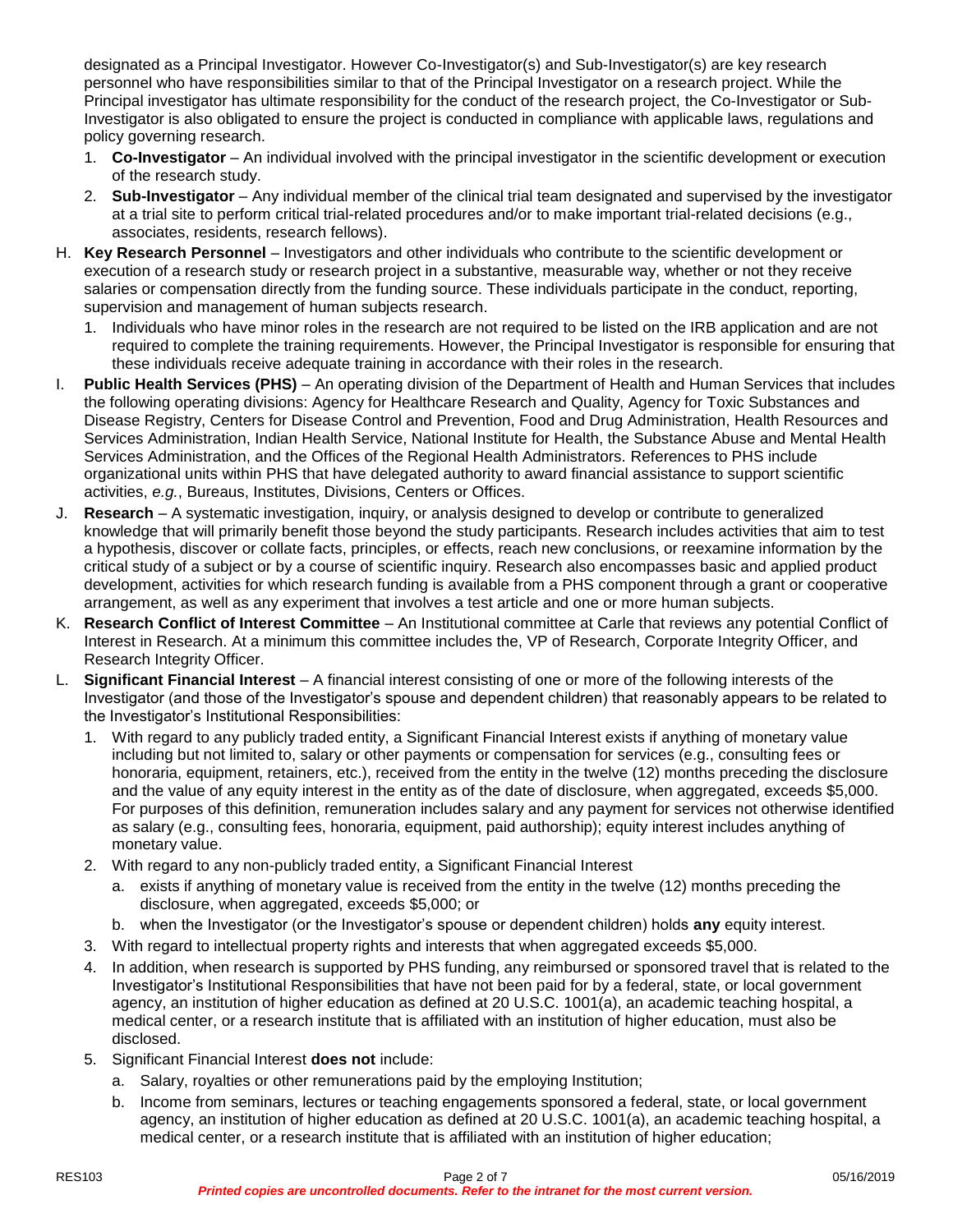designated as a Principal Investigator. However Co-Investigator(s) and Sub-Investigator(s) are key research personnel who have responsibilities similar to that of the Principal Investigator on a research project. While the Principal investigator has ultimate responsibility for the conduct of the research project, the Co-Investigator or Sub-Investigator is also obligated to ensure the project is conducted in compliance with applicable laws, regulations and policy governing research.

1. **Co-Investigator** – An individual involved with the principal investigator in the scientific development or execution of the research study.
2. **Sub-Investigator** – Any individual member of the clinical trial team designated and supervised by the investigator at a trial site to perform critical trial-related procedures and/or to make important trial-related decisions (e.g., associates, residents, research fellows).

H. **Key Research Personnel** – Investigators and other individuals who contribute to the scientific development or execution of a research study or research project in a substantive, measurable way, whether or not they receive salaries or compensation directly from the funding source. These individuals participate in the conduct, reporting, supervision and management of human subjects research.

1. Individuals who have minor roles in the research are not required to be listed on the IRB application and are not required to complete the training requirements. However, the Principal Investigator is responsible for ensuring that these individuals receive adequate training in accordance with their roles in the research.

I. **Public Health Services (PHS)** – An operating division of the Department of Health and Human Services that includes the following operating divisions: Agency for Healthcare Research and Quality, Agency for Toxic Substances and Disease Registry, Centers for Disease Control and Prevention, Food and Drug Administration, Health Resources and Services Administration, Indian Health Service, National Institute for Health, the Substance Abuse and Mental Health Services Administration, and the Offices of the Regional Health Administrators. References to PHS include organizational units within PHS that have delegated authority to award financial assistance to support scientific activities, *e.g.*, Bureaus, Institutes, Divisions, Centers or Offices.

J. **Research** – A systematic investigation, inquiry, or analysis designed to develop or contribute to generalized knowledge that will primarily benefit those beyond the study participants. Research includes activities that aim to test a hypothesis, discover or collate facts, principles, or effects, reach new conclusions, or reexamine information by the critical study of a subject or by a course of scientific inquiry. Research also encompasses basic and applied product development, activities for which research funding is available from a PHS component through a grant or cooperative arrangement, as well as any experiment that involves a test article and one or more human subjects.

K. **Research Conflict of Interest Committee** – An Institutional committee at Carle that reviews any potential Conflict of Interest in Research. At a minimum this committee includes the, VP of Research, Corporate Integrity Officer, and Research Integrity Officer.

L. **Significant Financial Interest** – A financial interest consisting of one or more of the following interests of the Investigator (and those of the Investigator's spouse and dependent children) that reasonably appears to be related to the Investigator's Institutional Responsibilities:

1. With regard to any publicly traded entity, a Significant Financial Interest exists if anything of monetary value including but not limited to, salary or other payments or compensation for services (e.g., consulting fees or honoraria, equipment, retainers, etc.), received from the entity in the twelve (12) months preceding the disclosure and the value of any equity interest in the entity as of the date of disclosure, when aggregated, exceeds $5,000. For purposes of this definition, remuneration includes salary and any payment for services not otherwise identified as salary (e.g., consulting fees, honoraria, equipment, paid authorship); equity interest includes anything of monetary value.
2. With regard to any non-publicly traded entity, a Significant Financial Interest
   a. exists if anything of monetary value is received from the entity in the twelve (12) months preceding the disclosure, when aggregated, exceeds $5,000; or
   b. when the Investigator (or the Investigator's spouse or dependent children) holds **any** equity interest.
3. With regard to intellectual property rights and interests that when aggregated exceeds $5,000.
4. In addition, when research is supported by PHS funding, any reimbursed or sponsored travel that is related to the Investigator's Institutional Responsibilities that have not been paid for by a federal, state, or local government agency, an institution of higher education as defined at 20 U.S.C. 1001(a), an academic teaching hospital, a medical center, or a research institute that is affiliated with an institution of higher education, must also be disclosed.
5. Significant Financial Interest **does not** include:
   a. Salary, royalties or other remunerations paid by the employing Institution;
   b. Income from seminars, lectures or teaching engagements sponsored a federal, state, or local government agency, an institution of higher education as defined at 20 U.S.C. 1001(a), an academic teaching hospital, a medical center, or a research institute that is affiliated with an institution of higher education;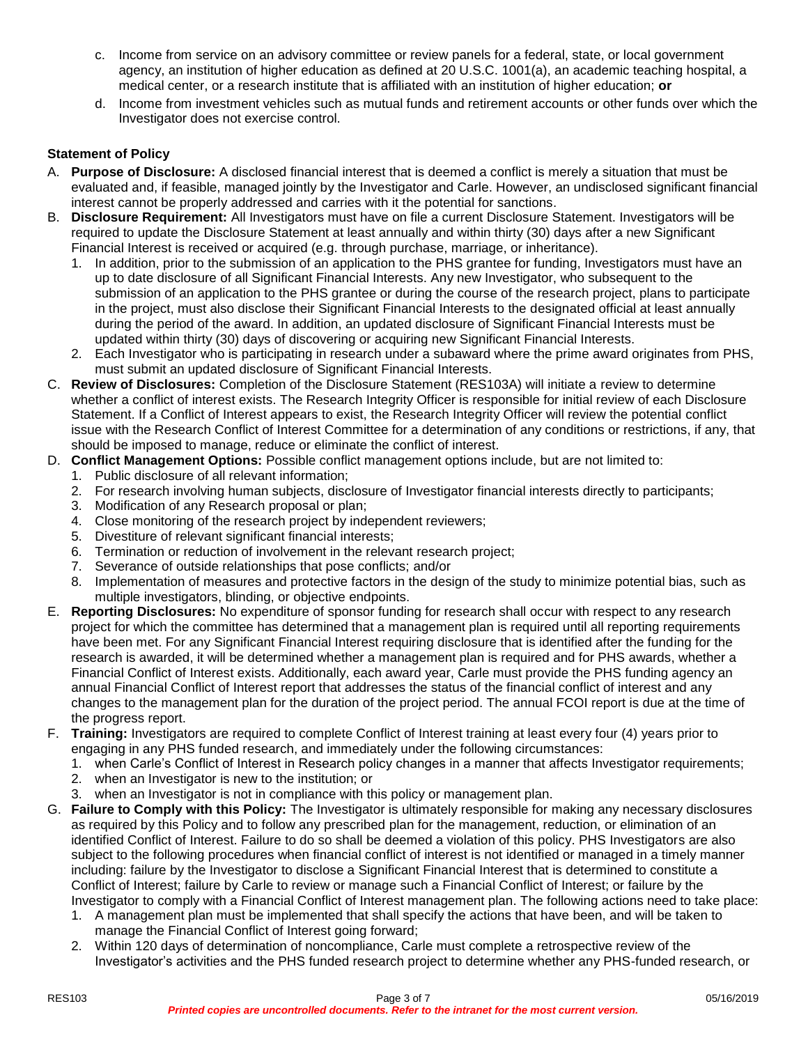c. Income from service on an advisory committee or review panels for a federal, state, or local government agency, an institution of higher education as defined at 20 U.S.C. 1001(a), an academic teaching hospital, a medical center, or a research institute that is affiliated with an institution of higher education; **or**

d. Income from investment vehicles such as mutual funds and retirement accounts or other funds over which the Investigator does not exercise control.

**Statement of Policy**

A. **Purpose of Disclosure:** A disclosed financial interest that is deemed a conflict is merely a situation that must be evaluated and, if feasible, managed jointly by the Investigator and Carle. However, an undisclosed significant financial interest cannot be properly addressed and carries with it the potential for sanctions.

B. **Disclosure Requirement:** All Investigators must have on file a current Disclosure Statement. Investigators will be required to update the Disclosure Statement at least annually and within thirty (30) days after a new Significant Financial Interest is received or acquired (e.g. through purchase, marriage, or inheritance).
   1. In addition, prior to the submission of an application to the PHS grantee for funding, Investigators must have an up to date disclosure of all Significant Financial Interests. Any new Investigator, who subsequent to the submission of an application to the PHS grantee or during the course of the research project, plans to participate in the project, must also disclose their Significant Financial Interests to the designated official at least annually during the period of the award. In addition, an updated disclosure of Significant Financial Interests must be updated within thirty (30) days of discovering or acquiring new Significant Financial Interests.
   2. Each Investigator who is participating in research under a subaward where the prime award originates from PHS, must submit an updated disclosure of Significant Financial Interests.

C. **Review of Disclosures:** Completion of the Disclosure Statement (RES103A) will initiate a review to determine whether a conflict of interest exists. The Research Integrity Officer is responsible for initial review of each Disclosure Statement. If a Conflict of Interest appears to exist, the Research Integrity Officer will review the potential conflict issue with the Research Conflict of Interest Committee for a determination of any conditions or restrictions, if any, that should be imposed to manage, reduce or eliminate the conflict of interest.

D. **Conflict Management Options:** Possible conflict management options include, but are not limited to:
   1. Public disclosure of all relevant information;
   2. For research involving human subjects, disclosure of Investigator financial interests directly to participants;
   3. Modification of any Research proposal or plan;
   4. Close monitoring of the research project by independent reviewers;
   5. Divestiture of relevant significant financial interests;
   6. Termination or reduction of involvement in the relevant research project;
   7. Severance of outside relationships that pose conflicts; and/or
   8. Implementation of measures and protective factors in the design of the study to minimize potential bias, such as multiple investigators, blinding, or objective endpoints.

E. **Reporting Disclosures:** No expenditure of sponsor funding for research shall occur with respect to any research project for which the committee has determined that a management plan is required until all reporting requirements have been met. For any Significant Financial Interest requiring disclosure that is identified after the funding for the research is awarded, it will be determined whether a management plan is required and for PHS awards, whether a Financial Conflict of Interest exists. Additionally, each award year, Carle must provide the PHS funding agency an annual Financial Conflict of Interest report that addresses the status of the financial conflict of interest and any changes to the management plan for the duration of the project period. The annual FCOI report is due at the time of the progress report.

F. **Training:** Investigators are required to complete Conflict of Interest training at least every four (4) years prior to engaging in any PHS funded research, and immediately under the following circumstances:
   1. when Carle's Conflict of Interest in Research policy changes in a manner that affects Investigator requirements;
   2. when an Investigator is new to the institution; or
   3. when an Investigator is not in compliance with this policy or management plan.

G. **Failure to Comply with this Policy:** The Investigator is ultimately responsible for making any necessary disclosures as required by this Policy and to follow any prescribed plan for the management, reduction, or elimination of an identified Conflict of Interest. Failure to do so shall be deemed a violation of this policy. PHS Investigators are also subject to the following procedures when financial conflict of interest is not identified or managed in a timely manner including: failure by the Investigator to disclose a Significant Financial Interest that is determined to constitute a Conflict of Interest; failure by Carle to review or manage such a Financial Conflict of Interest; or failure by the Investigator to comply with a Financial Conflict of Interest management plan. The following actions need to take place:
   1. A management plan must be implemented that shall specify the actions that have been, and will be taken to manage the Financial Conflict of Interest going forward;
   2. Within 120 days of determination of noncompliance, Carle must complete a retrospective review of the Investigator's activities and the PHS funded research project to determine whether any PHS-funded research, or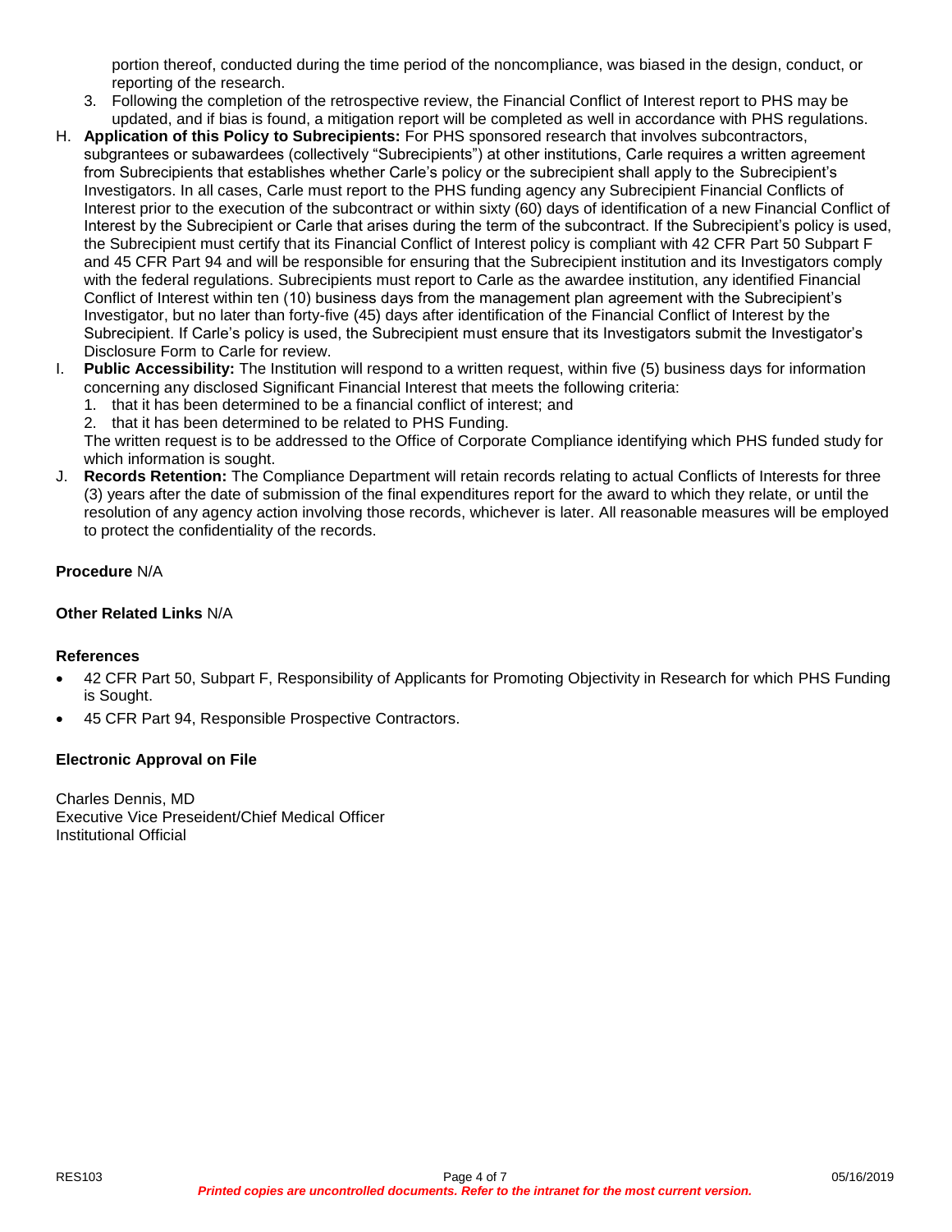portion thereof, conducted during the time period of the noncompliance, was biased in the design, conduct, or reporting of the research.

3. Following the completion of the retrospective review, the Financial Conflict of Interest report to PHS may be updated, and if bias is found, a mitigation report will be completed as well in accordance with PHS regulations.

H. **Application of this Policy to Subrecipients:** For PHS sponsored research that involves subcontractors, subgrantees or subawardees (collectively "Subrecipients") at other institutions, Carle requires a written agreement from Subrecipients that establishes whether Carle's policy or the subrecipient shall apply to the Subrecipient's Investigators. In all cases, Carle must report to the PHS funding agency any Subrecipient Financial Conflicts of Interest prior to the execution of the subcontract or within sixty (60) days of identification of a new Financial Conflict of Interest by the Subrecipient or Carle that arises during the term of the subcontract. If the Subrecipient's policy is used, the Subrecipient must certify that its Financial Conflict of Interest policy is compliant with 42 CFR Part 50 Subpart F and 45 CFR Part 94 and will be responsible for ensuring that the Subrecipient institution and its Investigators comply with the federal regulations. Subrecipients must report to Carle as the awardee institution, any identified Financial Conflict of Interest within ten (10) business days from the management plan agreement with the Subrecipient's Investigator, but no later than forty-five (45) days after identification of the Financial Conflict of Interest by the Subrecipient. If Carle's policy is used, the Subrecipient must ensure that its Investigators submit the Investigator's Disclosure Form to Carle for review.

I. **Public Accessibility:** The Institution will respond to a written request, within five (5) business days for information concerning any disclosed Significant Financial Interest that meets the following criteria:
   1. that it has been determined to be a financial conflict of interest; and
   2. that it has been determined to be related to PHS Funding.

   The written request is to be addressed to the Office of Corporate Compliance identifying which PHS funded study for which information is sought.

J. **Records Retention:** The Compliance Department will retain records relating to actual Conflicts of Interests for three (3) years after the date of submission of the final expenditures report for the award to which they relate, or until the resolution of any agency action involving those records, whichever is later. All reasonable measures will be employed to protect the confidentiality of the records.

**Procedure** N/A

**Other Related Links** N/A

**References**

- 42 CFR Part 50, Subpart F, Responsibility of Applicants for Promoting Objectivity in Research for which PHS Funding is Sought.
- 45 CFR Part 94, Responsible Prospective Contractors.

**Electronic Approval on File**

Charles Dennis, MD
Executive Vice Preseident/Chief Medical Officer
Institutional Official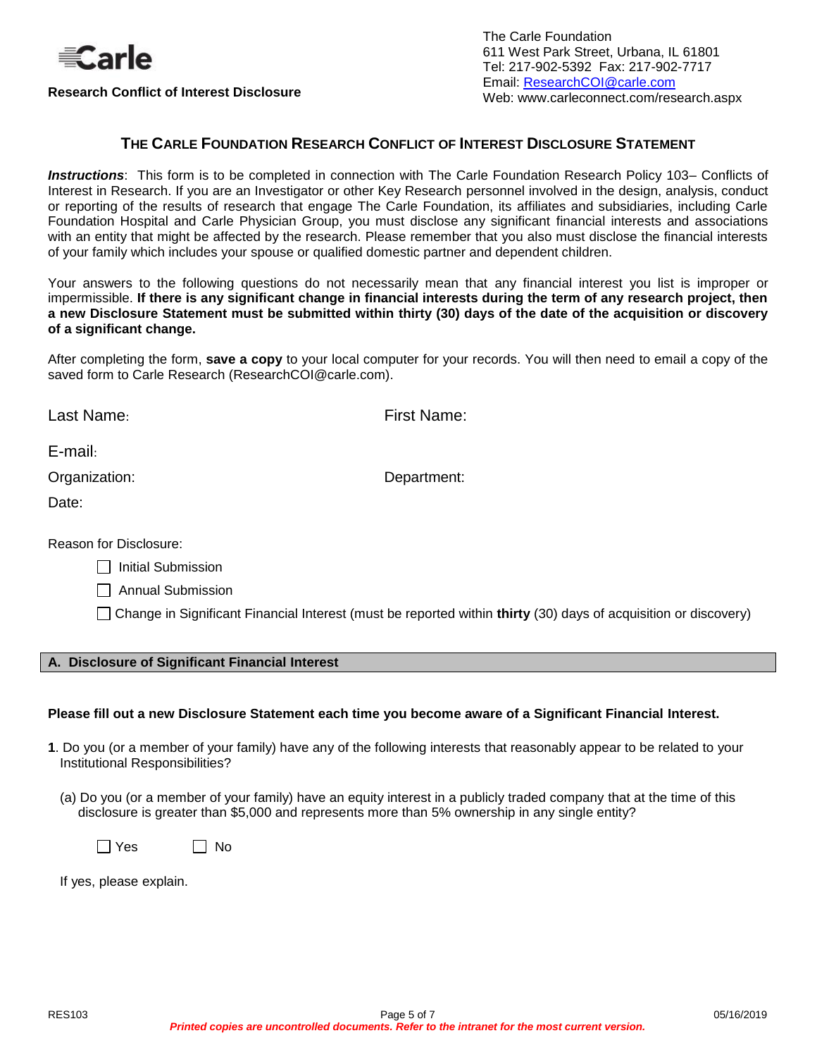**Research Conflict of Interest Disclosure**

The Carle Foundation
611 West Park Street, Urbana, IL 61801
Tel: 217-902-5392 Fax: 217-902-7717
Email: ResearchCOI@carle.com
Web: www.carleconnect.com/research.aspx

## THE CARLE FOUNDATION RESEARCH CONFLICT OF INTEREST DISCLOSURE STATEMENT

***Instructions***: This form is to be completed in connection with The Carle Foundation Research Policy 103– Conflicts of Interest in Research. If you are an Investigator or other Key Research personnel involved in the design, analysis, conduct or reporting of the results of research that engage The Carle Foundation, its affiliates and subsidiaries, including Carle Foundation Hospital and Carle Physician Group, you must disclose any significant financial interests and associations with an entity that might be affected by the research. Please remember that you also must disclose the financial interests of your family which includes your spouse or qualified domestic partner and dependent children.

Your answers to the following questions do not necessarily mean that any financial interest you list is improper or impermissible. **If there is any significant change in financial interests during the term of any research project, then a new Disclosure Statement must be submitted within thirty (30) days of the date of the acquisition or discovery of a significant change.**

After completing the form, **save a copy** to your local computer for your records. You will then need to email a copy of the saved form to Carle Research (ResearchCOI@carle.com).

Last Name: First Name:

E-mail:

Organization: Department:

Date:

Reason for Disclosure:

- ☐ Initial Submission
- ☐ Annual Submission
- ☐ Change in Significant Financial Interest (must be reported within **thirty** (30) days of acquisition or discovery)

### A. Disclosure of Significant Financial Interest

**Please fill out a new Disclosure Statement each time you become aware of a Significant Financial Interest.**

**1**. Do you (or a member of your family) have any of the following interests that reasonably appear to be related to your Institutional Responsibilities?

(a) Do you (or a member of your family) have an equity interest in a publicly traded company that at the time of this disclosure is greater than $5,000 and represents more than 5% ownership in any single entity?

☐ Yes ☐ No

If yes, please explain.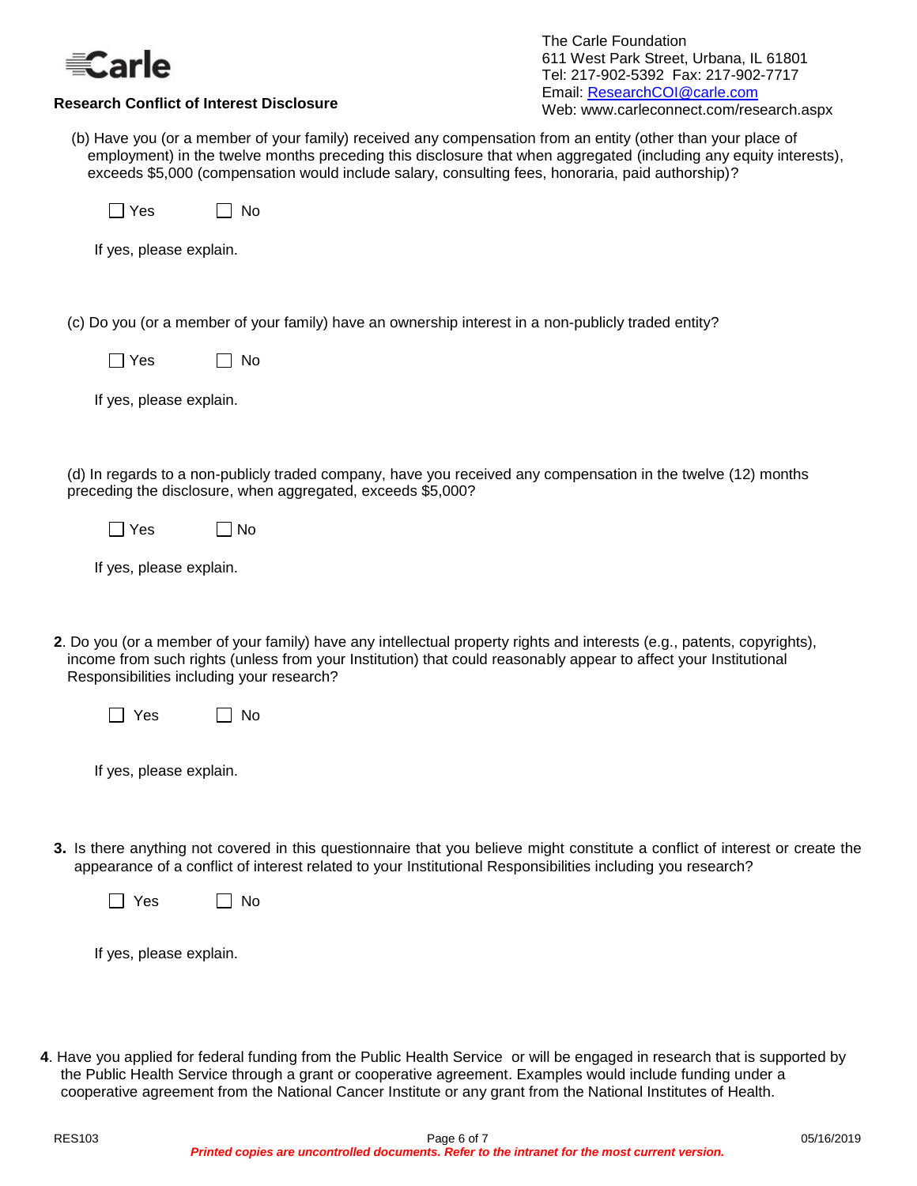(b) Have you (or a member of your family) received any compensation from an entity (other than your place of employment) in the twelve months preceding this disclosure that when aggregated (including any equity interests), exceeds $5,000 (compensation would include salary, consulting fees, honoraria, paid authorship)?

☐ Yes ☐ No

If yes, please explain.

(c) Do you (or a member of your family) have an ownership interest in a non-publicly traded entity?

☐ Yes ☐ No

If yes, please explain.

(d) In regards to a non-publicly traded company, have you received any compensation in the twelve (12) months preceding the disclosure, when aggregated, exceeds $5,000?

☐ Yes ☐ No

If yes, please explain.

**2**. Do you (or a member of your family) have any intellectual property rights and interests (e.g., patents, copyrights), income from such rights (unless from your Institution) that could reasonably appear to affect your Institutional Responsibilities including your research?

☐ Yes ☐ No

If yes, please explain.

**3.** Is there anything not covered in this questionnaire that you believe might constitute a conflict of interest or create the appearance of a conflict of interest related to your Institutional Responsibilities including you research?

☐ Yes ☐ No

If yes, please explain.

**4**. Have you applied for federal funding from the Public Health Service or will be engaged in research that is supported by the Public Health Service through a grant or cooperative agreement. Examples would include funding under a cooperative agreement from the National Cancer Institute or any grant from the National Institutes of Health.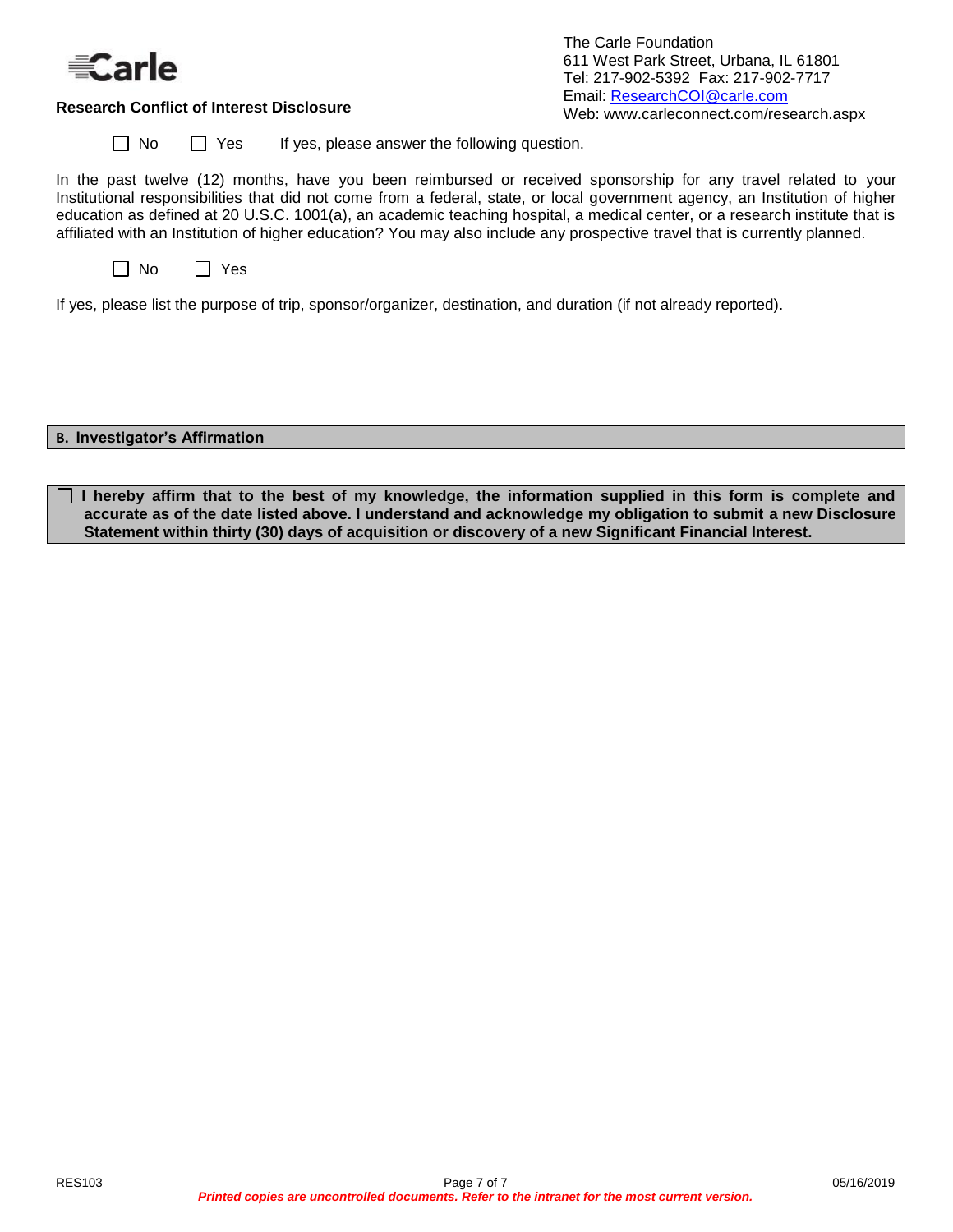The Carle Foundation
611 West Park Street, Urbana, IL 61801
Tel: 217-902-5392 Fax: 217-902-7717
Email: ResearchCOI@carle.com
Web: www.carleconnect.com/research.aspx

**Research Conflict of Interest Disclosure**

☐ No ☐ Yes If yes, please answer the following question.

In the past twelve (12) months, have you been reimbursed or received sponsorship for any travel related to your Institutional responsibilities that did not come from a federal, state, or local government agency, an Institution of higher education as defined at 20 U.S.C. 1001(a), an academic teaching hospital, a medical center, or a research institute that is affiliated with an Institution of higher education? You may also include any prospective travel that is currently planned.

☐ No ☐ Yes

If yes, please list the purpose of trip, sponsor/organizer, destination, and duration (if not already reported).

## B. Investigator's Affirmation

☐ **I hereby affirm that to the best of my knowledge, the information supplied in this form is complete and accurate as of the date listed above. I understand and acknowledge my obligation to submit a new Disclosure Statement within thirty (30) days of acquisition or discovery of a new Significant Financial Interest.**

RES103 05/16/2019

***Printed copies are uncontrolled documents. Refer to the intranet for the most current version.***